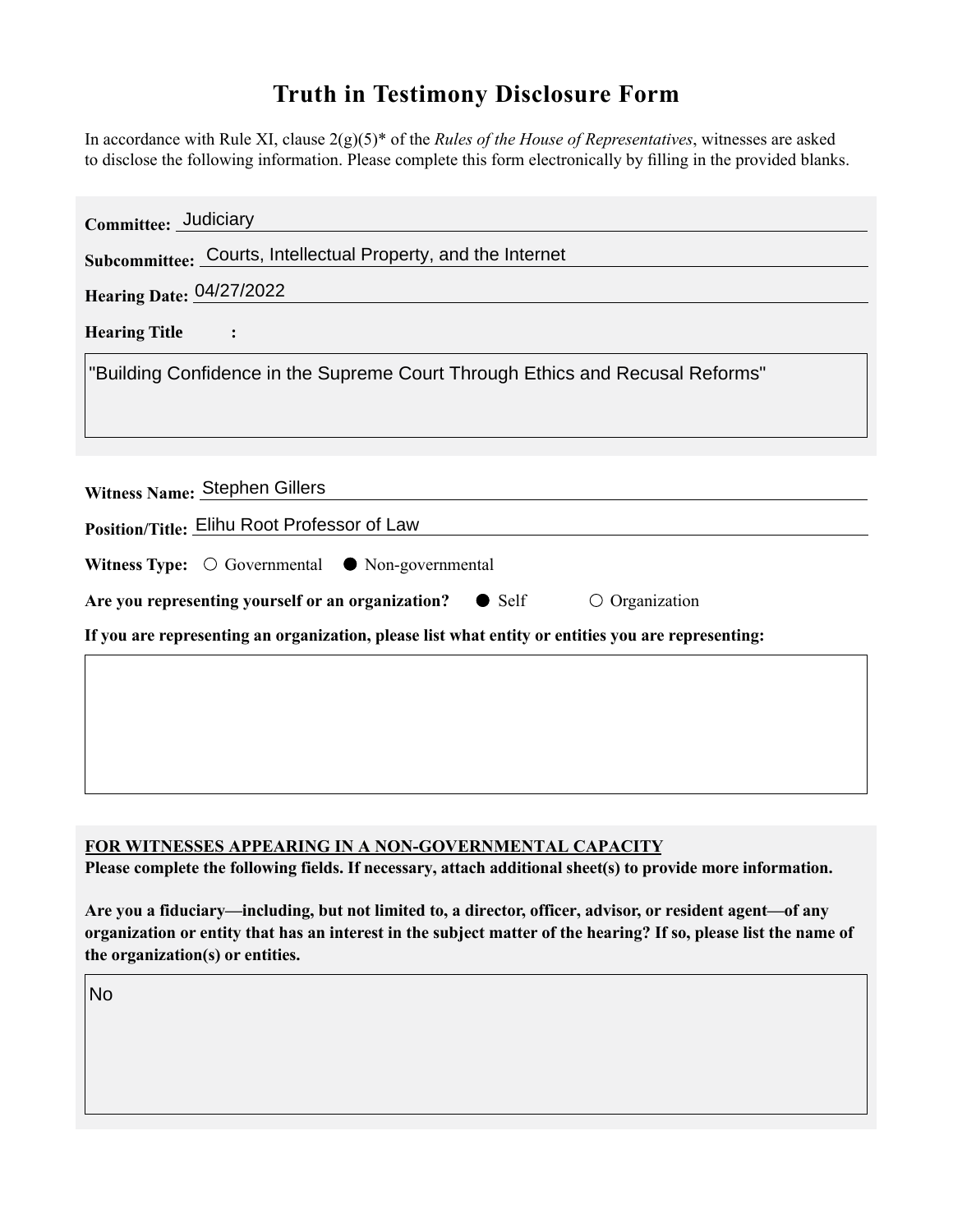# Truth in Testimony Disclosure Form

In accordance with Rule XI, clause 2(g)(5)* of the *Rules of the House of Representatives*, witnesses are asked to disclose the following information. Please complete this form electronically by filling in the provided blanks.

**Committee:** Judiciary

**Subcommittee:** Courts, Intellectual Property, and the Internet

**Hearing Date:** 04/27/2022

**Hearing Title:**

"Building Confidence in the Supreme Court Through Ethics and Recusal Reforms"

**Witness Name:** Stephen Gillers

**Position/Title:** Elihu Root Professor of Law

**Witness Type:** ○ Governmental ● Non-governmental

**Are you representing yourself or an organization?** ● Self ○ Organization

**If you are representing an organization, please list what entity or entities you are representing:**

**FOR WITNESSES APPEARING IN A NON-GOVERNMENTAL CAPACITY**

**Please complete the following fields. If necessary, attach additional sheet(s) to provide more information.**

**Are you a fiduciary—including, but not limited to, a director, officer, advisor, or resident agent—of any organization or entity that has an interest in the subject matter of the hearing? If so, please list the name of the organization(s) or entities.**

No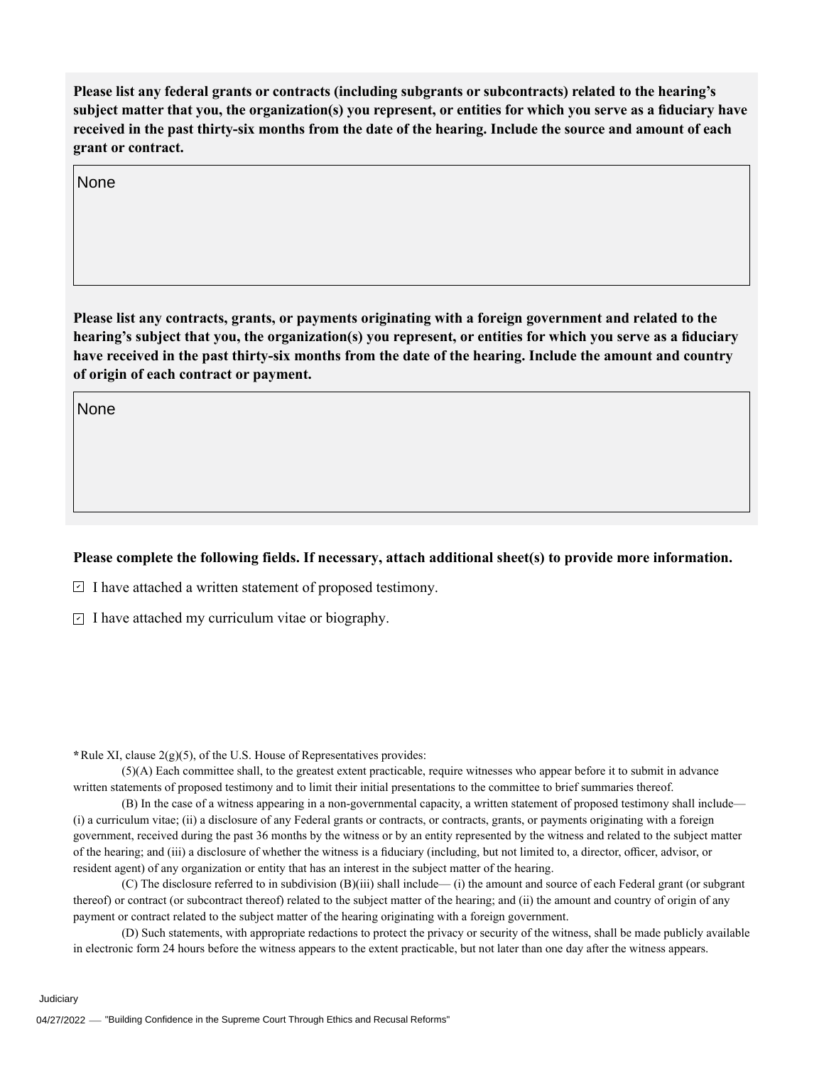**Please list any federal grants or contracts (including subgrants or subcontracts) related to the hearing's subject matter that you, the organization(s) you represent, or entities for which you serve as a fiduciary have received in the past thirty-six months from the date of the hearing. Include the source and amount of each grant or contract.**

None

**Please list any contracts, grants, or payments originating with a foreign government and related to the hearing's subject that you, the organization(s) you represent, or entities for which you serve as a fiduciary have received in the past thirty-six months from the date of the hearing. Include the amount and country of origin of each contract or payment.**

None

**Please complete the following fields. If necessary, attach additional sheet(s) to provide more information.**

- [x] I have attached a written statement of proposed testimony.
- [x] I have attached my curriculum vitae or biography.

***** Rule XI, clause 2(g)(5), of the U.S. House of Representatives provides:

(5)(A) Each committee shall, to the greatest extent practicable, require witnesses who appear before it to submit in advance written statements of proposed testimony and to limit their initial presentations to the committee to brief summaries thereof.

(B) In the case of a witness appearing in a non-governmental capacity, a written statement of proposed testimony shall include— (i) a curriculum vitae; (ii) a disclosure of any Federal grants or contracts, or contracts, grants, or payments originating with a foreign government, received during the past 36 months by the witness or by an entity represented by the witness and related to the subject matter of the hearing; and (iii) a disclosure of whether the witness is a fiduciary (including, but not limited to, a director, officer, advisor, or resident agent) of any organization or entity that has an interest in the subject matter of the hearing.

(C) The disclosure referred to in subdivision (B)(iii) shall include— (i) the amount and source of each Federal grant (or subgrant thereof) or contract (or subcontract thereof) related to the subject matter of the hearing; and (ii) the amount and country of origin of any payment or contract related to the subject matter of the hearing originating with a foreign government.

(D) Such statements, with appropriate redactions to protect the privacy or security of the witness, shall be made publicly available in electronic form 24 hours before the witness appears to the extent practicable, but not later than one day after the witness appears.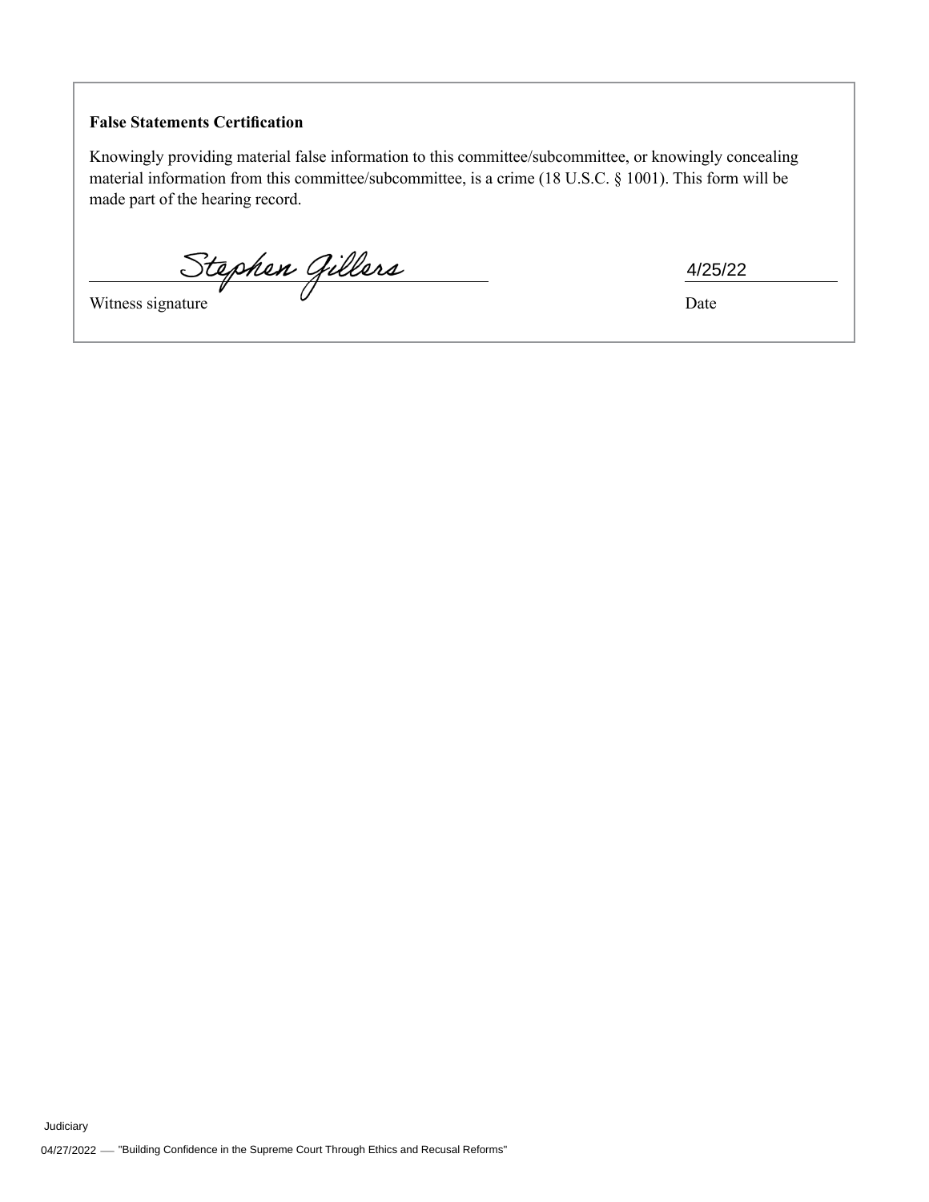**False Statements Certification**

Knowingly providing material false information to this committee/subcommittee, or knowingly concealing material information from this committee/subcommittee, is a crime (18 U.S.C. § 1001). This form will be made part of the hearing record.

Stephen Gillers

Witness signature

4/25/22

Date